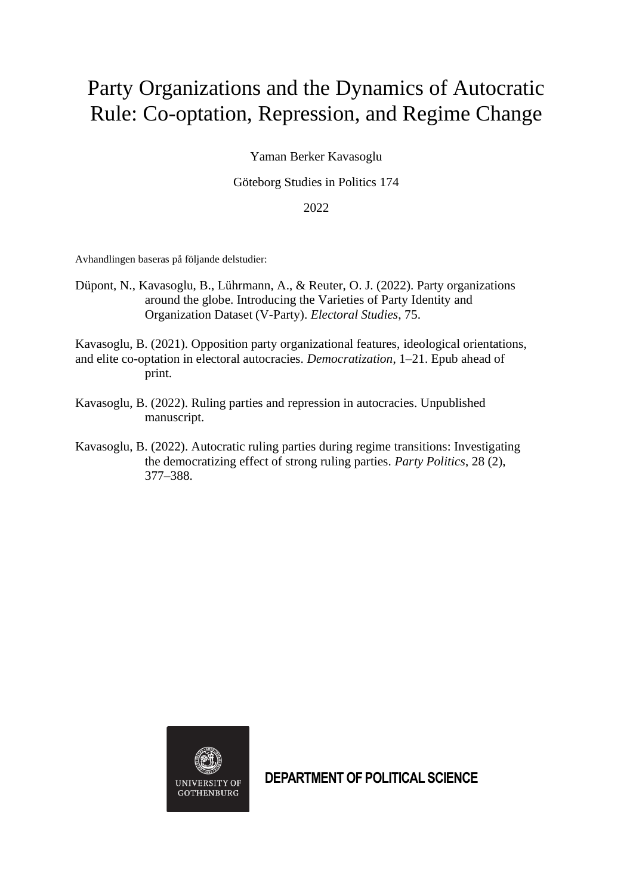# Party Organizations and the Dynamics of Autocratic Rule: Co-optation, Repression, and Regime Change

Yaman Berker Kavasoglu

Göteborg Studies in Politics 174

2022

Avhandlingen baseras på följande delstudier:

Düpont, N., Kavasoglu, B., Lührmann, A., & Reuter, O. J. (2022). Party organizations around the globe. Introducing the Varieties of Party Identity and Organization Dataset (V-Party). *Electoral Studies*, 75.

Kavasoglu, B. (2021). Opposition party organizational features, ideological orientations, and elite co-optation in electoral autocracies. *Democratization*, 1–21. Epub ahead of print.

Kavasoglu, B. (2022). Ruling parties and repression in autocracies. Unpublished manuscript.

Kavasoglu, B. (2022). Autocratic ruling parties during regime transitions: Investigating the democratizing effect of strong ruling parties. *Party Politics*, 28 (2), 377–388.

UNIVERSITY OF GOTHENBURG

**DEPARTMENT OF POLITICAL SCIENCE**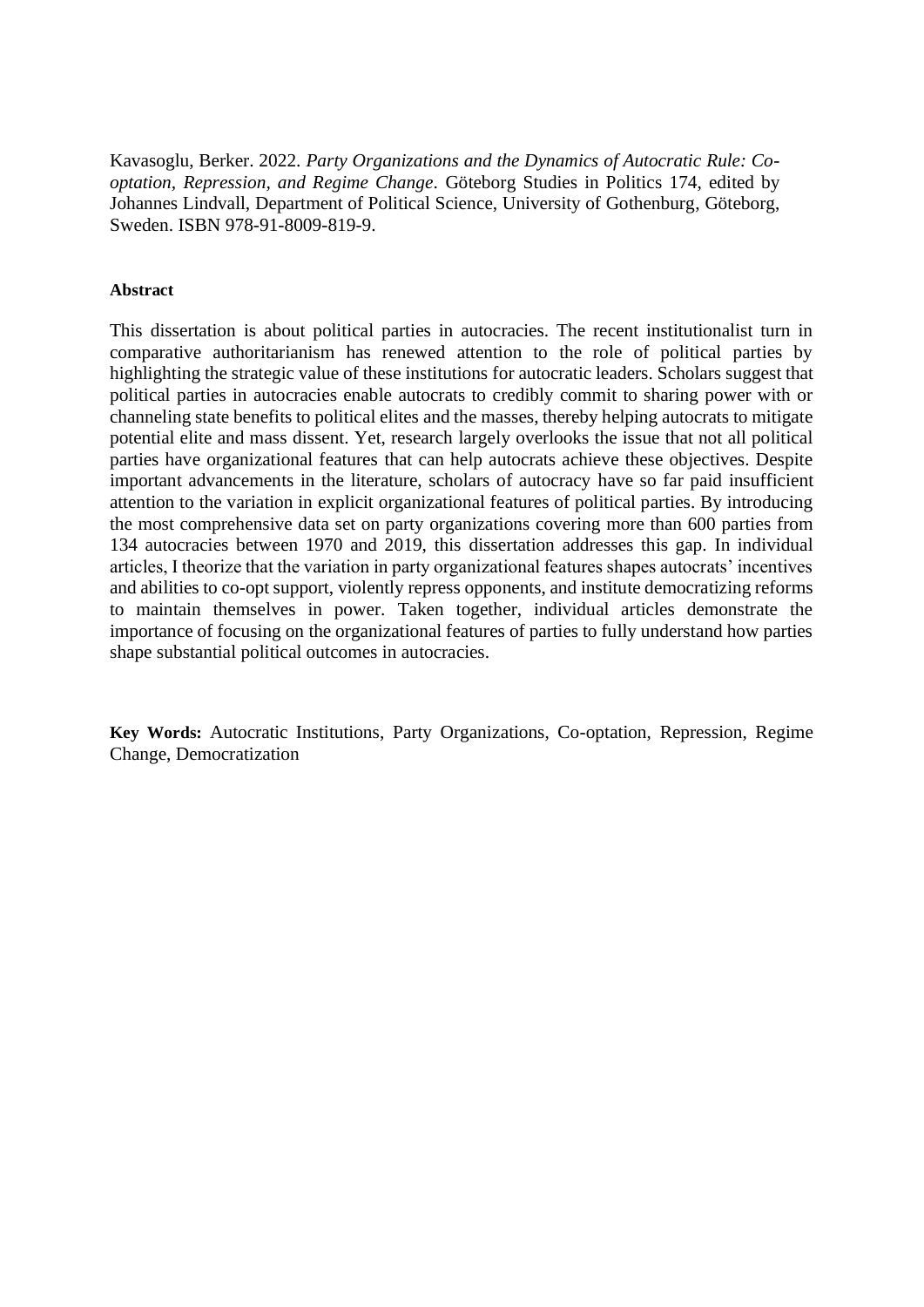Kavasoglu, Berker. 2022. *Party Organizations and the Dynamics of Autocratic Rule: Co-optation, Repression, and Regime Change*. Göteborg Studies in Politics 174, edited by Johannes Lindvall, Department of Political Science, University of Gothenburg, Göteborg, Sweden. ISBN 978-91-8009-819-9.

**Abstract**

This dissertation is about political parties in autocracies. The recent institutionalist turn in comparative authoritarianism has renewed attention to the role of political parties by highlighting the strategic value of these institutions for autocratic leaders. Scholars suggest that political parties in autocracies enable autocrats to credibly commit to sharing power with or channeling state benefits to political elites and the masses, thereby helping autocrats to mitigate potential elite and mass dissent. Yet, research largely overlooks the issue that not all political parties have organizational features that can help autocrats achieve these objectives. Despite important advancements in the literature, scholars of autocracy have so far paid insufficient attention to the variation in explicit organizational features of political parties. By introducing the most comprehensive data set on party organizations covering more than 600 parties from 134 autocracies between 1970 and 2019, this dissertation addresses this gap. In individual articles, I theorize that the variation in party organizational features shapes autocrats' incentives and abilities to co-opt support, violently repress opponents, and institute democratizing reforms to maintain themselves in power. Taken together, individual articles demonstrate the importance of focusing on the organizational features of parties to fully understand how parties shape substantial political outcomes in autocracies.

**Key Words:** Autocratic Institutions, Party Organizations, Co-optation, Repression, Regime Change, Democratization